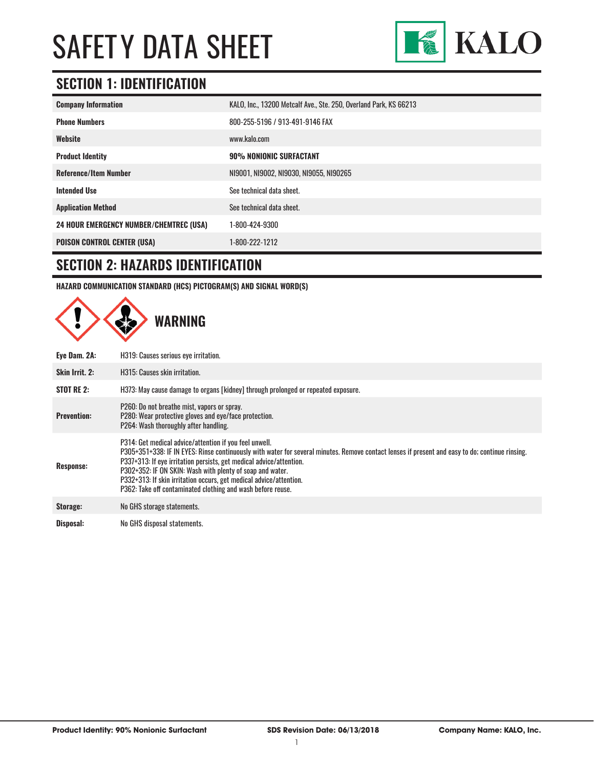# SAFETY DATA SHEET

KALO

## SECTION 1: IDENTIFICATION

| | |
|---|---|
| **Company Information** | KALO, Inc., 13200 Metcalf Ave., Ste. 250, Overland Park, KS 66213 |
| **Phone Numbers** | 800-255-5196 / 913-491-9146 FAX |
| **Website** | www.kalo.com |
| **Product Identity** | **90% NONIONIC SURFACTANT** |
| **Reference/Item Number** | NI9001, NI9002, NI9030, NI9055, NI90265 |
| **Intended Use** | See technical data sheet. |
| **Application Method** | See technical data sheet. |
| **24 HOUR EMERGENCY NUMBER/CHEMTREC (USA)** | 1-800-424-9300 |
| **POISON CONTROL CENTER (USA)** | 1-800-222-1212 |

## SECTION 2: HAZARDS IDENTIFICATION

**HAZARD COMMUNICATION STANDARD (HCS) PICTOGRAM(S) AND SIGNAL WORD(S)**

**WARNING**

| | |
|---|---|
| **Eye Dam. 2A:** | H319: Causes serious eye irritation. |
| **Skin Irrit. 2:** | H315: Causes skin irritation. |
| **STOT RE 2:** | H373: May cause damage to organs [kidney] through prolonged or repeated exposure. |
| **Prevention:** | P260: Do not breathe mist, vapors or spray.<br>P280: Wear protective gloves and eye/face protection.<br>P264: Wash thoroughly after handling. |
| **Response:** | P314: Get medical advice/attention if you feel unwell.<br>P305+351+338: IF IN EYES: Rinse continuously with water for several minutes. Remove contact lenses if present and easy to do; continue rinsing.<br>P337+313: If eye irritation persists, get medical advice/attention.<br>P302+352: IF ON SKIN: Wash with plenty of soap and water.<br>P332+313: If skin irritation occurs, get medical advice/attention.<br>P362: Take off contaminated clothing and wash before reuse. |
| **Storage:** | No GHS storage statements. |
| **Disposal:** | No GHS disposal statements. |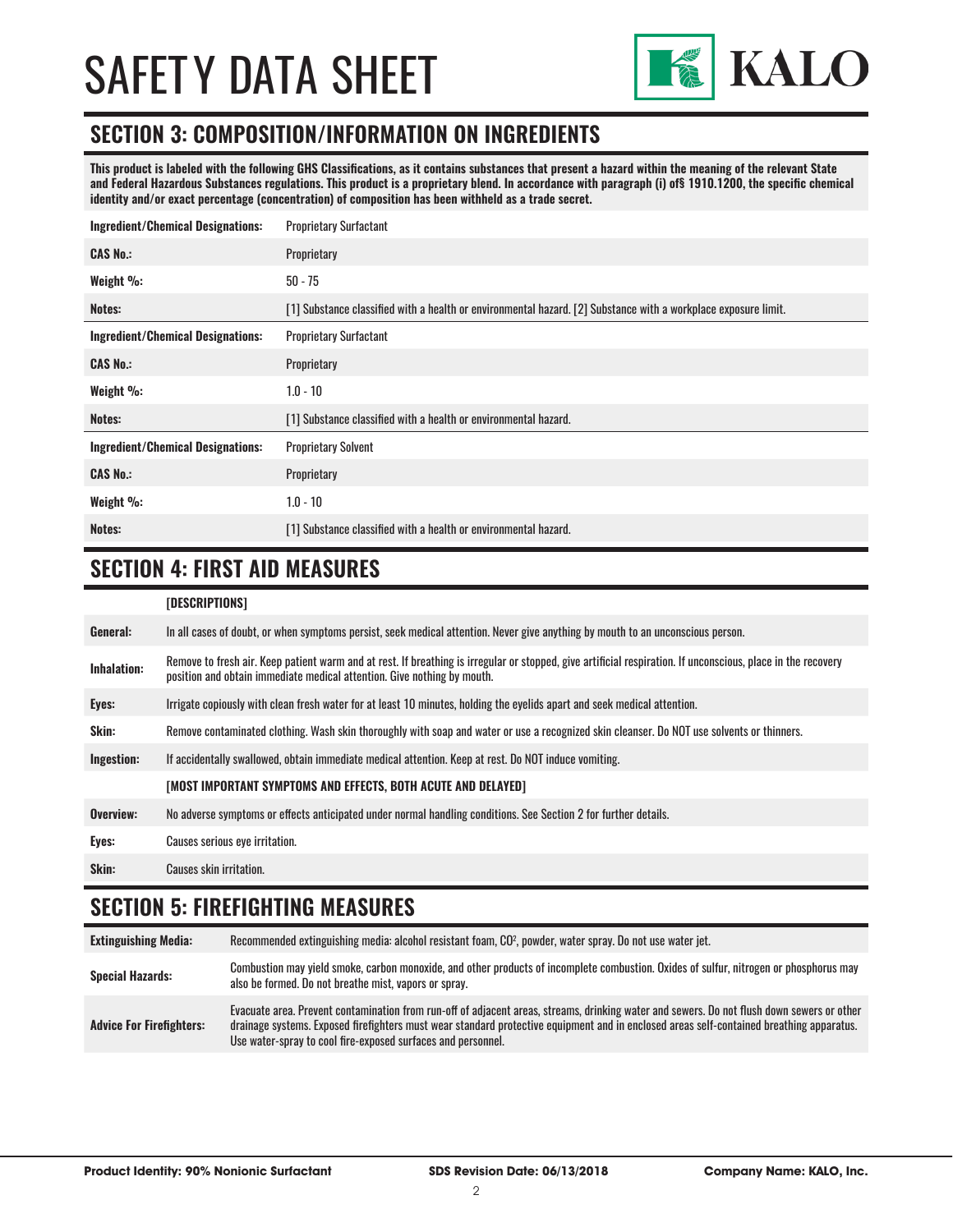## SECTION 3: COMPOSITION/INFORMATION ON INGREDIENTS

**This product is labeled with the following GHS Classifications, as it contains substances that present a hazard within the meaning of the relevant State and Federal Hazardous Substances regulations. This product is a proprietary blend. In accordance with paragraph (i) of§ 1910.1200, the specific chemical identity and/or exact percentage (concentration) of composition has been withheld as a trade secret.**

| | |
|---|---|
| **Ingredient/Chemical Designations:** | Proprietary Surfactant |
| **CAS No.:** | Proprietary |
| **Weight %:** | 50 - 75 |
| **Notes:** | [1] Substance classified with a health or environmental hazard. [2] Substance with a workplace exposure limit. |
| **Ingredient/Chemical Designations:** | Proprietary Surfactant |
| **CAS No.:** | Proprietary |
| **Weight %:** | 1.0 - 10 |
| **Notes:** | [1] Substance classified with a health or environmental hazard. |
| **Ingredient/Chemical Designations:** | Proprietary Solvent |
| **CAS No.:** | Proprietary |
| **Weight %:** | 1.0 - 10 |
| **Notes:** | [1] Substance classified with a health or environmental hazard. |

## SECTION 4: FIRST AID MEASURES

| | **[DESCRIPTIONS]** |
|---|---|
| **General:** | In all cases of doubt, or when symptoms persist, seek medical attention. Never give anything by mouth to an unconscious person. |
| **Inhalation:** | Remove to fresh air. Keep patient warm and at rest. If breathing is irregular or stopped, give artificial respiration. If unconscious, place in the recovery position and obtain immediate medical attention. Give nothing by mouth. |
| **Eyes:** | Irrigate copiously with clean fresh water for at least 10 minutes, holding the eyelids apart and seek medical attention. |
| **Skin:** | Remove contaminated clothing. Wash skin thoroughly with soap and water or use a recognized skin cleanser. Do NOT use solvents or thinners. |
| **Ingestion:** | If accidentally swallowed, obtain immediate medical attention. Keep at rest. Do NOT induce vomiting. |
| | **[MOST IMPORTANT SYMPTOMS AND EFFECTS, BOTH ACUTE AND DELAYED]** |
| **Overview:** | No adverse symptoms or effects anticipated under normal handling conditions. See Section 2 for further details. |
| **Eyes:** | Causes serious eye irritation. |
| **Skin:** | Causes skin irritation. |

## SECTION 5: FIREFIGHTING MEASURES

| | |
|---|---|
| **Extinguishing Media:** | Recommended extinguishing media: alcohol resistant foam, $CO^2$, powder, water spray. Do not use water jet. |
| **Special Hazards:** | Combustion may yield smoke, carbon monoxide, and other products of incomplete combustion. Oxides of sulfur, nitrogen or phosphorus may also be formed. Do not breathe mist, vapors or spray. |
| **Advice For Firefighters:** | Evacuate area. Prevent contamination from run-off of adjacent areas, streams, drinking water and sewers. Do not flush down sewers or other drainage systems. Exposed firefighters must wear standard protective equipment and in enclosed areas self-contained breathing apparatus. Use water-spray to cool fire-exposed surfaces and personnel. |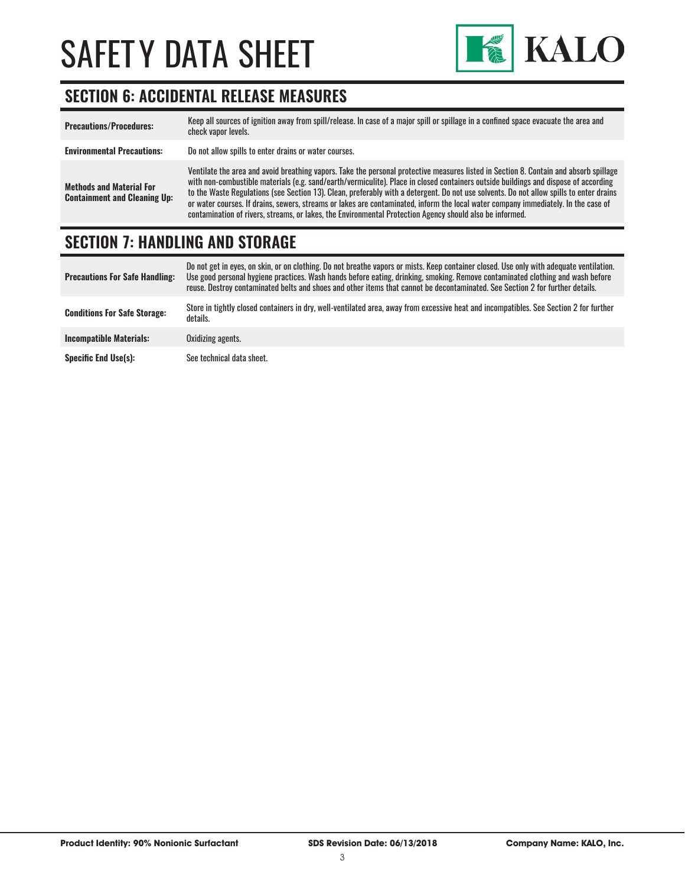## SECTION 6: ACCIDENTAL RELEASE MEASURES

| | |
|---|---|
| **Precautions/Procedures:** | Keep all sources of ignition away from spill/release. In case of a major spill or spillage in a confined space evacuate the area and check vapor levels. |
| **Environmental Precautions:** | Do not allow spills to enter drains or water courses. |
| **Methods and Material For Containment and Cleaning Up:** | Ventilate the area and avoid breathing vapors. Take the personal protective measures listed in Section 8. Contain and absorb spillage with non-combustible materials (e.g. sand/earth/vermiculite). Place in closed containers outside buildings and dispose of according to the Waste Regulations (see Section 13). Clean, preferably with a detergent. Do not use solvents. Do not allow spills to enter drains or water courses. If drains, sewers, streams or lakes are contaminated, inform the local water company immediately. In the case of contamination of rivers, streams, or lakes, the Environmental Protection Agency should also be informed. |

## SECTION 7: HANDLING AND STORAGE

| | |
|---|---|
| **Precautions For Safe Handling:** | Do not get in eyes, on skin, or on clothing. Do not breathe vapors or mists. Keep container closed. Use only with adequate ventilation. Use good personal hygiene practices. Wash hands before eating, drinking, smoking. Remove contaminated clothing and wash before reuse. Destroy contaminated belts and shoes and other items that cannot be decontaminated. See Section 2 for further details. |
| **Conditions For Safe Storage:** | Store in tightly closed containers in dry, well-ventilated area, away from excessive heat and incompatibles. See Section 2 for further details. |
| **Incompatible Materials:** | Oxidizing agents. |
| **Specific End Use(s):** | See technical data sheet. |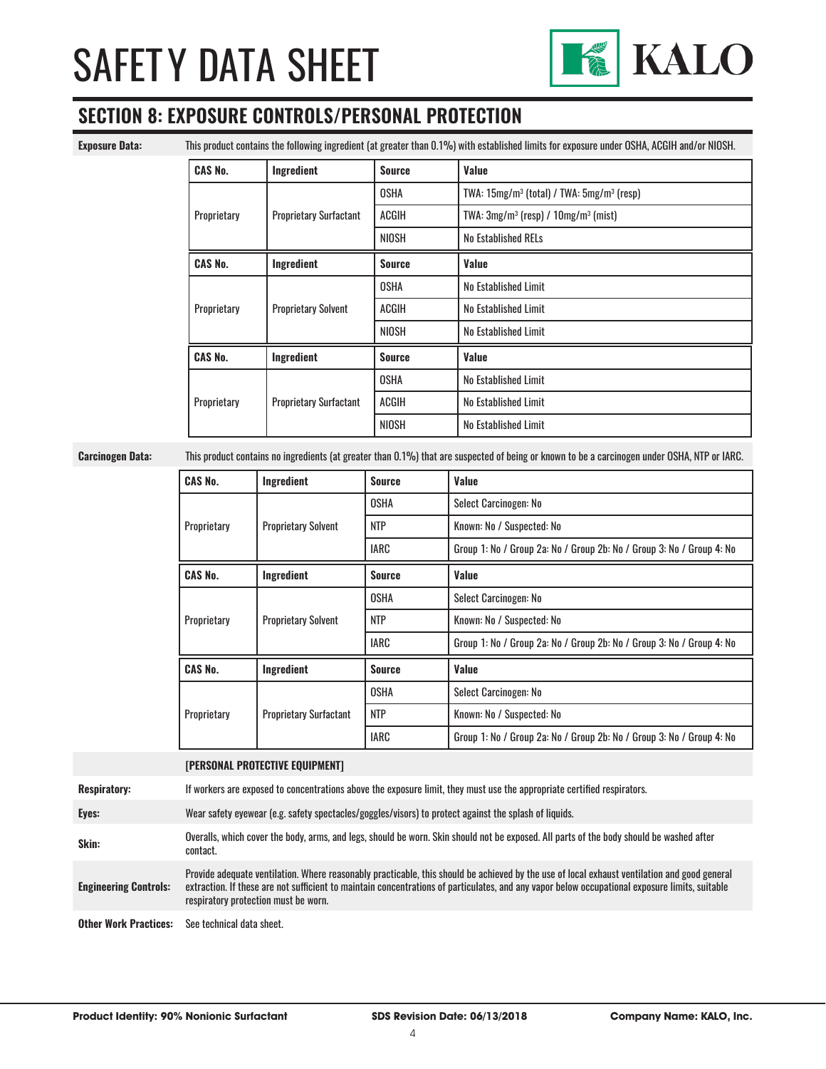## SECTION 8: EXPOSURE CONTROLS/PERSONAL PROTECTION

**Exposure Data:** This product contains the following ingredient (at greater than 0.1%) with established limits for exposure under OSHA, ACGIH and/or NIOSH.

| CAS No. | Ingredient | Source | Value |
|---|---|---|---|
| Proprietary | Proprietary Surfactant | OSHA | TWA: 15mg/m³ (total) / TWA: 5mg/m³ (resp) |
| | | ACGIH | TWA: 3mg/m³ (resp) / 10mg/m³ (mist) |
| | | NIOSH | No Established RELs |

| CAS No. | Ingredient | Source | Value |
|---|---|---|---|
| Proprietary | Proprietary Solvent | OSHA | No Established Limit |
| | | ACGIH | No Established Limit |
| | | NIOSH | No Established Limit |

| CAS No. | Ingredient | Source | Value |
|---|---|---|---|
| Proprietary | Proprietary Surfactant | OSHA | No Established Limit |
| | | ACGIH | No Established Limit |
| | | NIOSH | No Established Limit |

**Carcinogen Data:** This product contains no ingredients (at greater than 0.1%) that are suspected of being or known to be a carcinogen under OSHA, NTP or IARC.

| CAS No. | Ingredient | Source | Value |
|---|---|---|---|
| Proprietary | Proprietary Solvent | OSHA | Select Carcinogen: No |
| | | NTP | Known: No / Suspected: No |
| | | IARC | Group 1: No / Group 2a: No / Group 2b: No / Group 3: No / Group 4: No |

| CAS No. | Ingredient | Source | Value |
|---|---|---|---|
| Proprietary | Proprietary Solvent | OSHA | Select Carcinogen: No |
| | | NTP | Known: No / Suspected: No |
| | | IARC | Group 1: No / Group 2a: No / Group 2b: No / Group 3: No / Group 4: No |

| CAS No. | Ingredient | Source | Value |
|---|---|---|---|
| Proprietary | Proprietary Surfactant | OSHA | Select Carcinogen: No |
| | | NTP | Known: No / Suspected: No |
| | | IARC | Group 1: No / Group 2a: No / Group 2b: No / Group 3: No / Group 4: No |

**[PERSONAL PROTECTIVE EQUIPMENT]**

**Respiratory:** If workers are exposed to concentrations above the exposure limit, they must use the appropriate certified respirators.

**Eyes:** Wear safety eyewear (e.g. safety spectacles/goggles/visors) to protect against the splash of liquids.

**Skin:** Overalls, which cover the body, arms, and legs, should be worn. Skin should not be exposed. All parts of the body should be washed after contact.

**Engineering Controls:** Provide adequate ventilation. Where reasonably practicable, this should be achieved by the use of local exhaust ventilation and good general extraction. If these are not sufficient to maintain concentrations of particulates, and any vapor below occupational exposure limits, suitable respiratory protection must be worn.

**Other Work Practices:** See technical data sheet.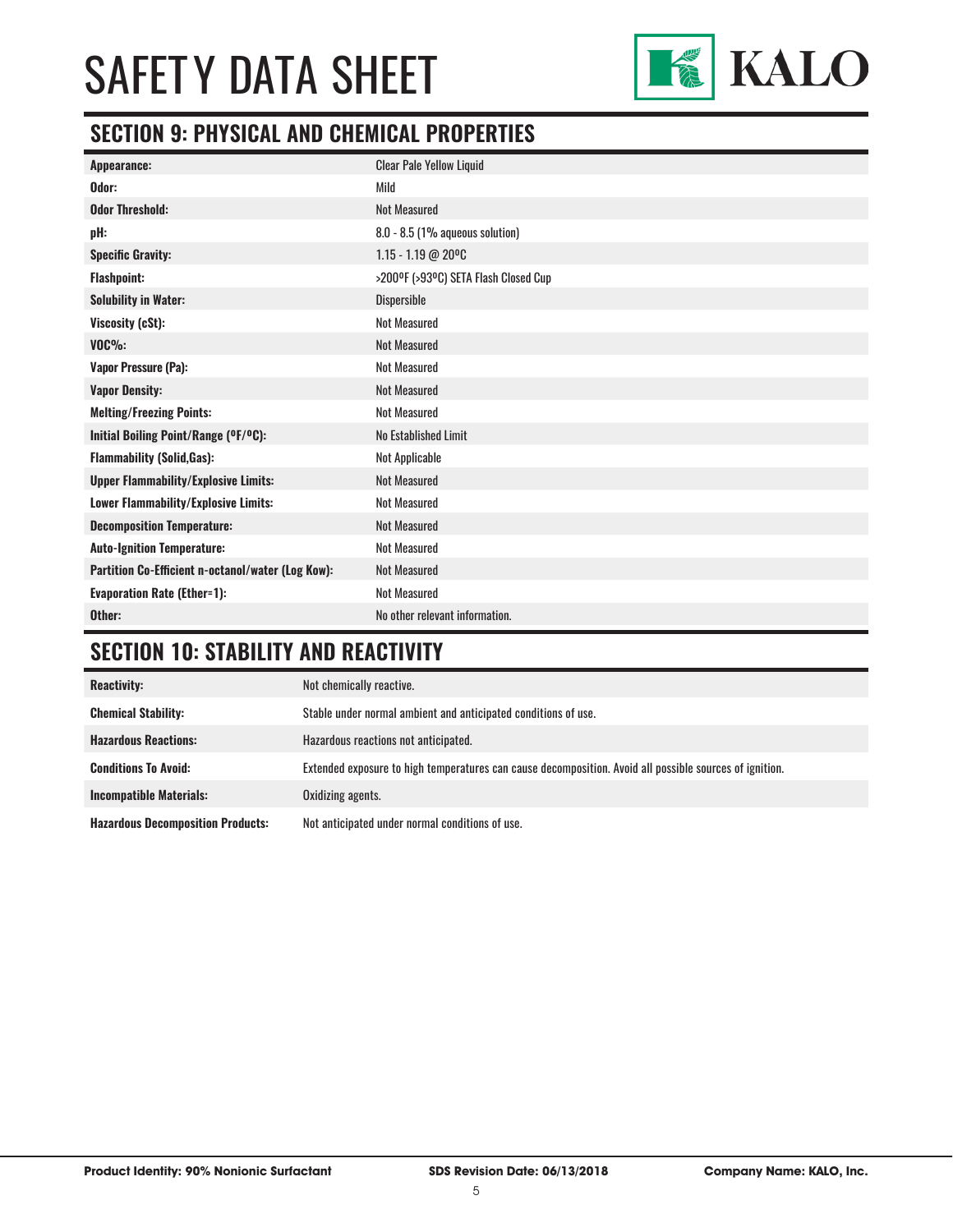# SAFETY DATA SHEET

## SECTION 9: PHYSICAL AND CHEMICAL PROPERTIES

| | |
|---|---|
| **Appearance:** | Clear Pale Yellow Liquid |
| **Odor:** | Mild |
| **Odor Threshold:** | Not Measured |
| **pH:** | 8.0 - 8.5 (1% aqueous solution) |
| **Specific Gravity:** | 1.15 - 1.19 @ 20ºC |
| **Flashpoint:** | >200ºF (>93ºC) SETA Flash Closed Cup |
| **Solubility in Water:** | Dispersible |
| **Viscosity (cSt):** | Not Measured |
| **VOC%:** | Not Measured |
| **Vapor Pressure (Pa):** | Not Measured |
| **Vapor Density:** | Not Measured |
| **Melting/Freezing Points:** | Not Measured |
| **Initial Boiling Point/Range (ºF/ºC):** | No Established Limit |
| **Flammability (Solid,Gas):** | Not Applicable |
| **Upper Flammability/Explosive Limits:** | Not Measured |
| **Lower Flammability/Explosive Limits:** | Not Measured |
| **Decomposition Temperature:** | Not Measured |
| **Auto-Ignition Temperature:** | Not Measured |
| **Partition Co-Efficient n-octanol/water (Log Kow):** | Not Measured |
| **Evaporation Rate (Ether=1):** | Not Measured |
| **Other:** | No other relevant information. |

## SECTION 10: STABILITY AND REACTIVITY

| | |
|---|---|
| **Reactivity:** | Not chemically reactive. |
| **Chemical Stability:** | Stable under normal ambient and anticipated conditions of use. |
| **Hazardous Reactions:** | Hazardous reactions not anticipated. |
| **Conditions To Avoid:** | Extended exposure to high temperatures can cause decomposition. Avoid all possible sources of ignition. |
| **Incompatible Materials:** | Oxidizing agents. |
| **Hazardous Decomposition Products:** | Not anticipated under normal conditions of use. |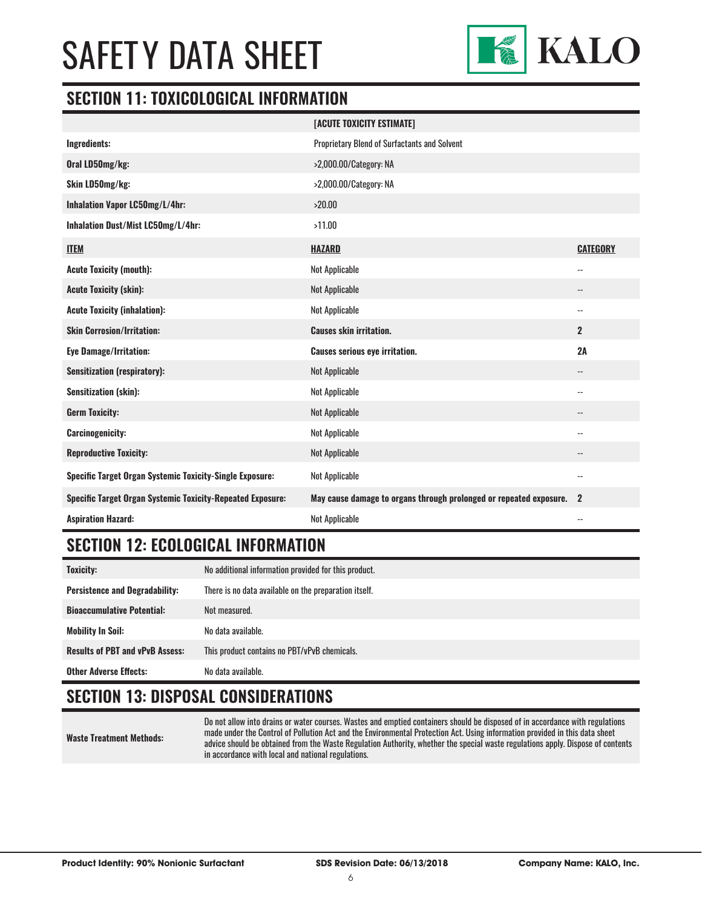## SECTION 11: TOXICOLOGICAL INFORMATION

| | [ACUTE TOXICITY ESTIMATE] | |
|---|---|---|
| **Ingredients:** | Proprietary Blend of Surfactants and Solvent | |
| **Oral LD50mg/kg:** | >2,000.00/Category: NA | |
| **Skin LD50mg/kg:** | >2,000.00/Category: NA | |
| **Inhalation Vapor LC50mg/L/4hr:** | >20.00 | |
| **Inhalation Dust/Mist LC50mg/L/4hr:** | >11.00 | |
| **ITEM** | **HAZARD** | **CATEGORY** |
| **Acute Toxicity (mouth):** | Not Applicable | -- |
| **Acute Toxicity (skin):** | Not Applicable | -- |
| **Acute Toxicity (inhalation):** | Not Applicable | -- |
| **Skin Corrosion/Irritation:** | **Causes skin irritation.** | **2** |
| **Eye Damage/Irritation:** | **Causes serious eye irritation.** | **2A** |
| **Sensitization (respiratory):** | Not Applicable | -- |
| **Sensitization (skin):** | Not Applicable | -- |
| **Germ Toxicity:** | Not Applicable | -- |
| **Carcinogenicity:** | Not Applicable | -- |
| **Reproductive Toxicity:** | Not Applicable | -- |
| **Specific Target Organ Systemic Toxicity-Single Exposure:** | Not Applicable | -- |
| **Specific Target Organ Systemic Toxicity-Repeated Exposure:** | **May cause damage to organs through prolonged or repeated exposure.** | **2** |
| **Aspiration Hazard:** | Not Applicable | -- |

## SECTION 12: ECOLOGICAL INFORMATION

| | |
|---|---|
| **Toxicity:** | No additional information provided for this product. |
| **Persistence and Degradability:** | There is no data available on the preparation itself. |
| **Bioaccumulative Potential:** | Not measured. |
| **Mobility In Soil:** | No data available. |
| **Results of PBT and vPvB Assess:** | This product contains no PBT/vPvB chemicals. |
| **Other Adverse Effects:** | No data available. |

## SECTION 13: DISPOSAL CONSIDERATIONS

| | |
|---|---|
| **Waste Treatment Methods:** | Do not allow into drains or water courses. Wastes and emptied containers should be disposed of in accordance with regulations made under the Control of Pollution Act and the Environmental Protection Act. Using information provided in this data sheet advice should be obtained from the Waste Regulation Authority, whether the special waste regulations apply. Dispose of contents in accordance with local and national regulations. |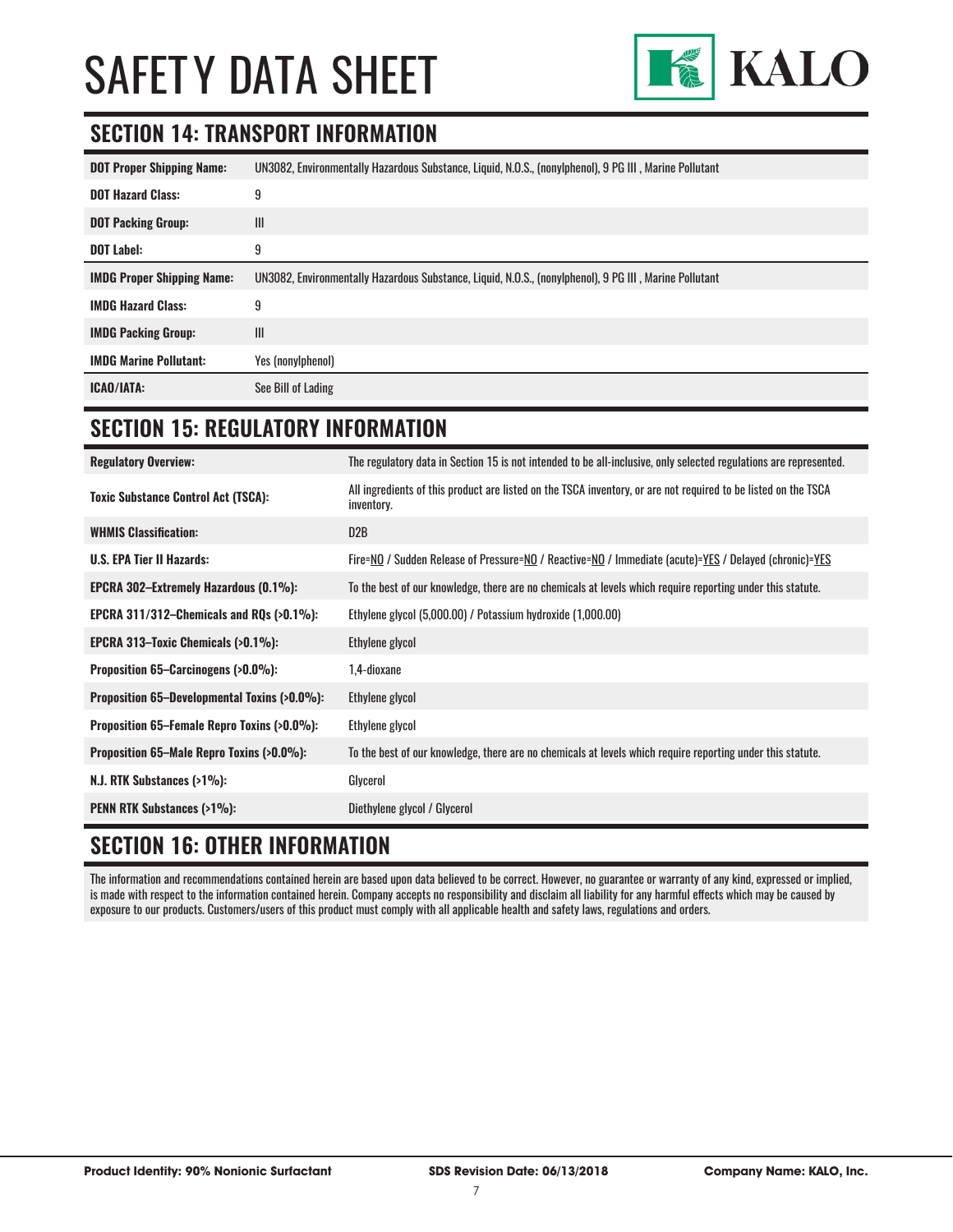## SECTION 14: TRANSPORT INFORMATION

| | |
|---|---|
| **DOT Proper Shipping Name:** | UN3082, Environmentally Hazardous Substance, Liquid, N.O.S., (nonylphenol), 9 PG III , Marine Pollutant |
| **DOT Hazard Class:** | 9 |
| **DOT Packing Group:** | III |
| **DOT Label:** | 9 |
| **IMDG Proper Shipping Name:** | UN3082, Environmentally Hazardous Substance, Liquid, N.O.S., (nonylphenol), 9 PG III , Marine Pollutant |
| **IMDG Hazard Class:** | 9 |
| **IMDG Packing Group:** | III |
| **IMDG Marine Pollutant:** | Yes (nonylphenol) |
| **ICAO/IATA:** | See Bill of Lading |

## SECTION 15: REGULATORY INFORMATION

| | |
|---|---|
| **Regulatory Overview:** | The regulatory data in Section 15 is not intended to be all-inclusive, only selected regulations are represented. |
| **Toxic Substance Control Act (TSCA):** | All ingredients of this product are listed on the TSCA inventory, or are not required to be listed on the TSCA inventory. |
| **WHMIS Classification:** | D2B |
| **U.S. EPA Tier II Hazards:** | Fire=NO / Sudden Release of Pressure=NO / Reactive=NO / Immediate (acute)=YES / Delayed (chronic)=YES |
| **EPCRA 302–Extremely Hazardous (0.1%):** | To the best of our knowledge, there are no chemicals at levels which require reporting under this statute. |
| **EPCRA 311/312–Chemicals and RQs (>0.1%):** | Ethylene glycol (5,000.00) / Potassium hydroxide (1,000.00) |
| **EPCRA 313–Toxic Chemicals (>0.1%):** | Ethylene glycol |
| **Proposition 65–Carcinogens (>0.0%):** | 1,4-dioxane |
| **Proposition 65–Developmental Toxins (>0.0%):** | Ethylene glycol |
| **Proposition 65–Female Repro Toxins (>0.0%):** | Ethylene glycol |
| **Proposition 65–Male Repro Toxins (>0.0%):** | To the best of our knowledge, there are no chemicals at levels which require reporting under this statute. |
| **N.J. RTK Substances (>1%):** | Glycerol |
| **PENN RTK Substances (>1%):** | Diethylene glycol / Glycerol |

## SECTION 16: OTHER INFORMATION

The information and recommendations contained herein are based upon data believed to be correct. However, no guarantee or warranty of any kind, expressed or implied, is made with respect to the information contained herein. Company accepts no responsibility and disclaim all liability for any harmful effects which may be caused by exposure to our products. Customers/users of this product must comply with all applicable health and safety laws, regulations and orders.